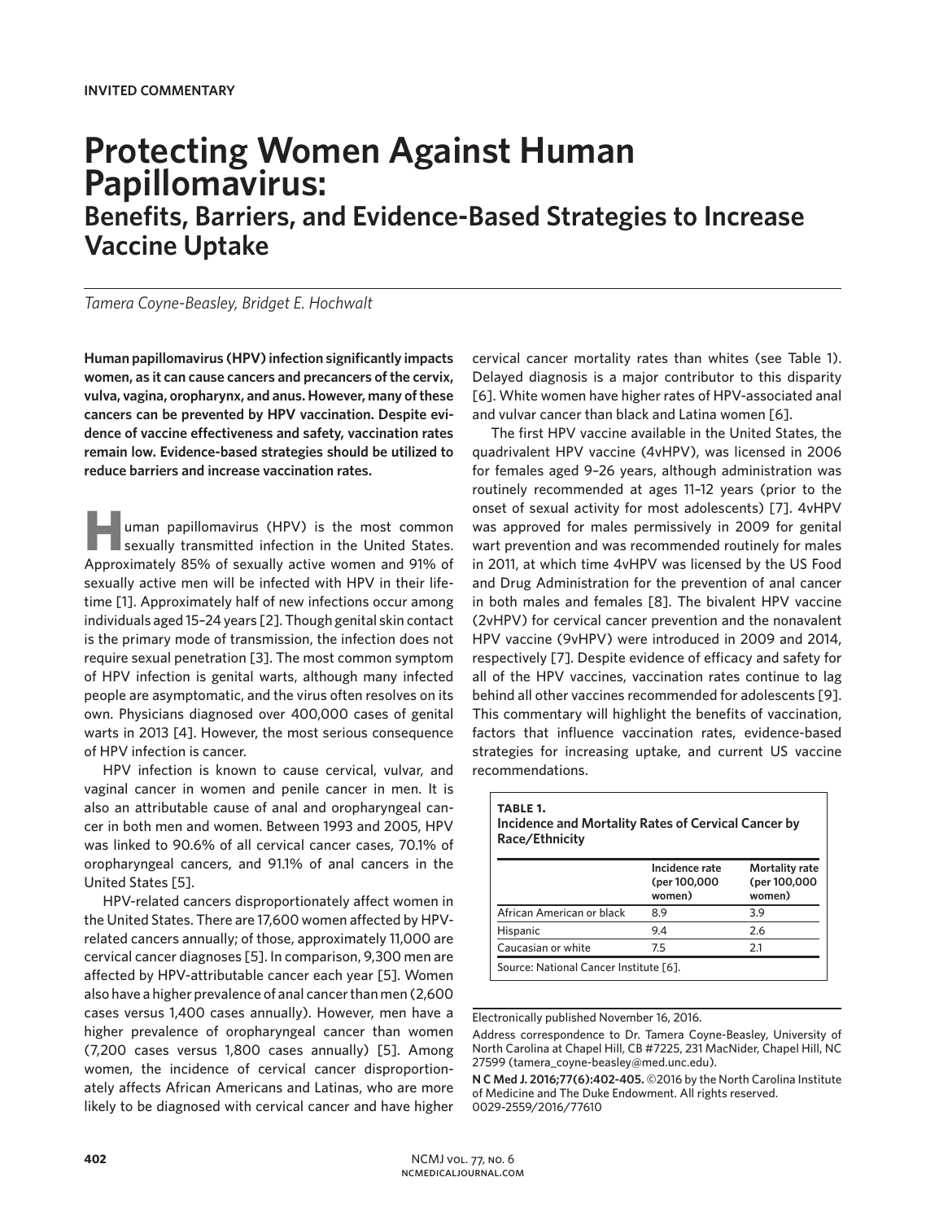INVITED COMMENTARY

# Protecting Women Against Human Papillomavirus:

## Benefits, Barriers, and Evidence-Based Strategies to Increase Vaccine Uptake

*Tamera Coyne-Beasley, Bridget E. Hochwalt*

**Human papillomavirus (HPV) infection significantly impacts women, as it can cause cancers and precancers of the cervix, vulva, vagina, oropharynx, and anus. However, many of these cancers can be prevented by HPV vaccination. Despite evidence of vaccine effectiveness and safety, vaccination rates remain low. Evidence-based strategies should be utilized to reduce barriers and increase vaccination rates.**

Human papillomavirus (HPV) is the most common sexually transmitted infection in the United States. Approximately 85% of sexually active women and 91% of sexually active men will be infected with HPV in their lifetime [1]. Approximately half of new infections occur among individuals aged 15–24 years [2]. Though genital skin contact is the primary mode of transmission, the infection does not require sexual penetration [3]. The most common symptom of HPV infection is genital warts, although many infected people are asymptomatic, and the virus often resolves on its own. Physicians diagnosed over 400,000 cases of genital warts in 2013 [4]. However, the most serious consequence of HPV infection is cancer.

HPV infection is known to cause cervical, vulvar, and vaginal cancer in women and penile cancer in men. It is also an attributable cause of anal and oropharyngeal cancer in both men and women. Between 1993 and 2005, HPV was linked to 90.6% of all cervical cancer cases, 70.1% of oropharyngeal cancers, and 91.1% of anal cancers in the United States [5].

HPV-related cancers disproportionately affect women in the United States. There are 17,600 women affected by HPV-related cancers annually; of those, approximately 11,000 are cervical cancer diagnoses [5]. In comparison, 9,300 men are affected by HPV-attributable cancer each year [5]. Women also have a higher prevalence of anal cancer than men (2,600 cases versus 1,400 cases annually). However, men have a higher prevalence of oropharyngeal cancer than women (7,200 cases versus 1,800 cases annually) [5]. Among women, the incidence of cervical cancer disproportionately affects African Americans and Latinas, who are more likely to be diagnosed with cervical cancer and have higher cervical cancer mortality rates than whites (see Table 1). Delayed diagnosis is a major contributor to this disparity [6]. White women have higher rates of HPV-associated anal and vulvar cancer than black and Latina women [6].

The first HPV vaccine available in the United States, the quadrivalent HPV vaccine (4vHPV), was licensed in 2006 for females aged 9–26 years, although administration was routinely recommended at ages 11–12 years (prior to the onset of sexual activity for most adolescents) [7]. 4vHPV was approved for males permissively in 2009 for genital wart prevention and was recommended routinely for males in 2011, at which time 4vHPV was licensed by the US Food and Drug Administration for the prevention of anal cancer in both males and females [8]. The bivalent HPV vaccine (2vHPV) for cervical cancer prevention and the nonavalent HPV vaccine (9vHPV) were introduced in 2009 and 2014, respectively [7]. Despite evidence of efficacy and safety for all of the HPV vaccines, vaccination rates continue to lag behind all other vaccines recommended for adolescents [9]. This commentary will highlight the benefits of vaccination, factors that influence vaccination rates, evidence-based strategies for increasing uptake, and current US vaccine recommendations.

**TABLE 1.**
**Incidence and Mortality Rates of Cervical Cancer by Race/Ethnicity**

| | Incidence rate (per 100,000 women) | Mortality rate (per 100,000 women) |
|---|---|---|
| African American or black | 8.9 | 3.9 |
| Hispanic | 9.4 | 2.6 |
| Caucasian or white | 7.5 | 2.1 |

Source: National Cancer Institute [6].

Electronically published November 16, 2016.

Address correspondence to Dr. Tamera Coyne-Beasley, University of North Carolina at Chapel Hill, CB #7225, 231 MacNider, Chapel Hill, NC 27599 (tamera_coyne-beasley@med.unc.edu).

**N C Med J. 2016;77(6):402-405.** ©2016 by the North Carolina Institute of Medicine and The Duke Endowment. All rights reserved. 0029-2559/2016/77610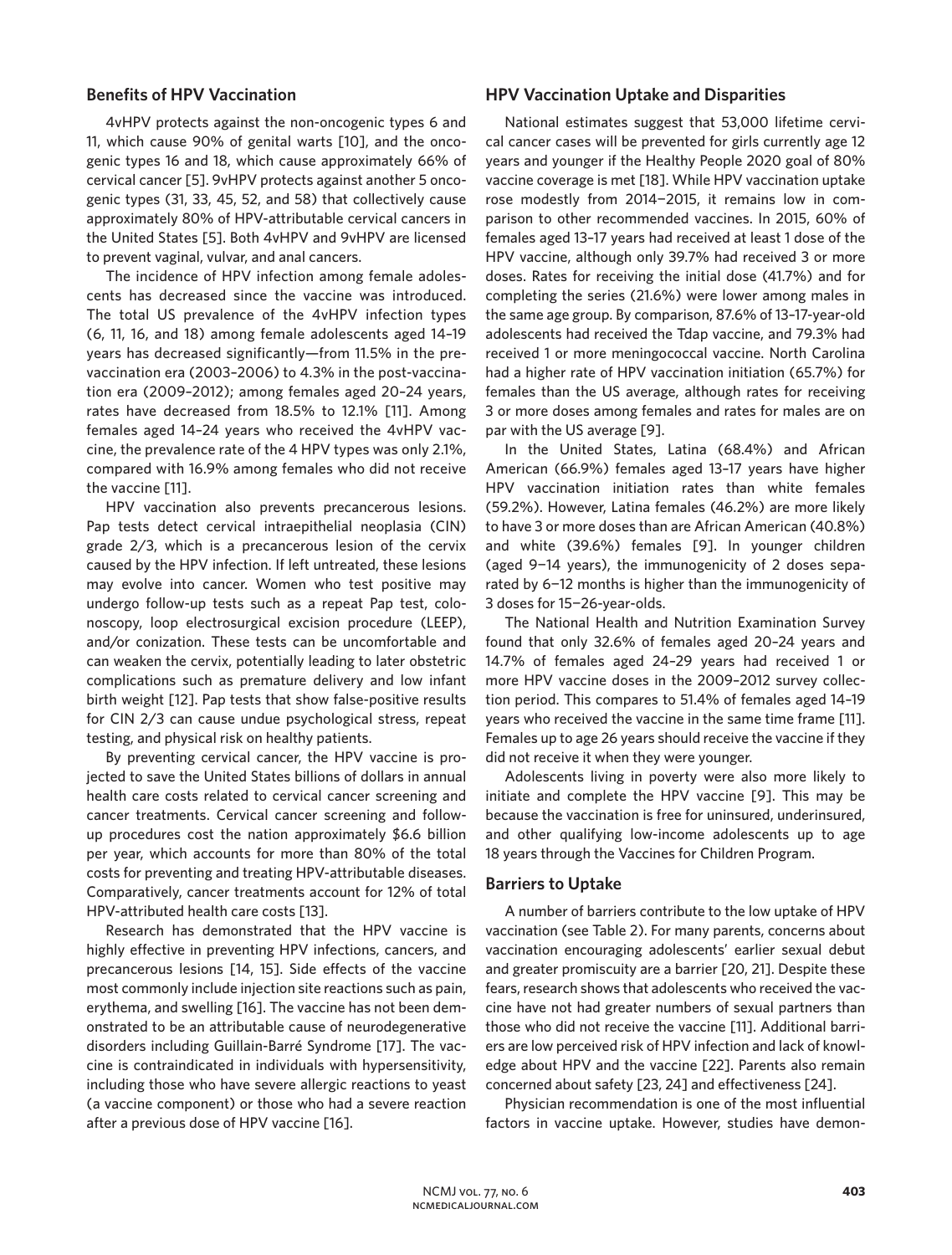## Benefits of HPV Vaccination

4vHPV protects against the non-oncogenic types 6 and 11, which cause 90% of genital warts [10], and the oncogenic types 16 and 18, which cause approximately 66% of cervical cancer [5]. 9vHPV protects against another 5 oncogenic types (31, 33, 45, 52, and 58) that collectively cause approximately 80% of HPV-attributable cervical cancers in the United States [5]. Both 4vHPV and 9vHPV are licensed to prevent vaginal, vulvar, and anal cancers.

The incidence of HPV infection among female adolescents has decreased since the vaccine was introduced. The total US prevalence of the 4vHPV infection types (6, 11, 16, and 18) among female adolescents aged 14–19 years has decreased significantly—from 11.5% in the prevaccination era (2003–2006) to 4.3% in the post-vaccination era (2009–2012); among females aged 20–24 years, rates have decreased from 18.5% to 12.1% [11]. Among females aged 14–24 years who received the 4vHPV vaccine, the prevalence rate of the 4 HPV types was only 2.1%, compared with 16.9% among females who did not receive the vaccine [11].

HPV vaccination also prevents precancerous lesions. Pap tests detect cervical intraepithelial neoplasia (CIN) grade 2/3, which is a precancerous lesion of the cervix caused by the HPV infection. If left untreated, these lesions may evolve into cancer. Women who test positive may undergo follow-up tests such as a repeat Pap test, colonoscopy, loop electrosurgical excision procedure (LEEP), and/or conization. These tests can be uncomfortable and can weaken the cervix, potentially leading to later obstetric complications such as premature delivery and low infant birth weight [12]. Pap tests that show false-positive results for CIN 2/3 can cause undue psychological stress, repeat testing, and physical risk on healthy patients.

By preventing cervical cancer, the HPV vaccine is projected to save the United States billions of dollars in annual health care costs related to cervical cancer screening and cancer treatments. Cervical cancer screening and follow-up procedures cost the nation approximately $6.6 billion per year, which accounts for more than 80% of the total costs for preventing and treating HPV-attributable diseases. Comparatively, cancer treatments account for 12% of total HPV-attributed health care costs [13].

Research has demonstrated that the HPV vaccine is highly effective in preventing HPV infections, cancers, and precancerous lesions [14, 15]. Side effects of the vaccine most commonly include injection site reactions such as pain, erythema, and swelling [16]. The vaccine has not been demonstrated to be an attributable cause of neurodegenerative disorders including Guillain-Barré Syndrome [17]. The vaccine is contraindicated in individuals with hypersensitivity, including those who have severe allergic reactions to yeast (a vaccine component) or those who had a severe reaction after a previous dose of HPV vaccine [16].

## HPV Vaccination Uptake and Disparities

National estimates suggest that 53,000 lifetime cervical cancer cases will be prevented for girls currently age 12 years and younger if the Healthy People 2020 goal of 80% vaccine coverage is met [18]. While HPV vaccination uptake rose modestly from 2014–2015, it remains low in comparison to other recommended vaccines. In 2015, 60% of females aged 13–17 years had received at least 1 dose of the HPV vaccine, although only 39.7% had received 3 or more doses. Rates for receiving the initial dose (41.7%) and for completing the series (21.6%) were lower among males in the same age group. By comparison, 87.6% of 13–17-year-old adolescents had received the Tdap vaccine, and 79.3% had received 1 or more meningococcal vaccine. North Carolina had a higher rate of HPV vaccination initiation (65.7%) for females than the US average, although rates for receiving 3 or more doses among females and rates for males are on par with the US average [9].

In the United States, Latina (68.4%) and African American (66.9%) females aged 13–17 years have higher HPV vaccination initiation rates than white females (59.2%). However, Latina females (46.2%) are more likely to have 3 or more doses than are African American (40.8%) and white (39.6%) females [9]. In younger children (aged 9–14 years), the immunogenicity of 2 doses separated by 6–12 months is higher than the immunogenicity of 3 doses for 15–26-year-olds.

The National Health and Nutrition Examination Survey found that only 32.6% of females aged 20–24 years and 14.7% of females aged 24–29 years had received 1 or more HPV vaccine doses in the 2009–2012 survey collection period. This compares to 51.4% of females aged 14–19 years who received the vaccine in the same time frame [11]. Females up to age 26 years should receive the vaccine if they did not receive it when they were younger.

Adolescents living in poverty were also more likely to initiate and complete the HPV vaccine [9]. This may be because the vaccination is free for uninsured, underinsured, and other qualifying low-income adolescents up to age 18 years through the Vaccines for Children Program.

## Barriers to Uptake

A number of barriers contribute to the low uptake of HPV vaccination (see Table 2). For many parents, concerns about vaccination encouraging adolescents' earlier sexual debut and greater promiscuity are a barrier [20, 21]. Despite these fears, research shows that adolescents who received the vaccine have not had greater numbers of sexual partners than those who did not receive the vaccine [11]. Additional barriers are low perceived risk of HPV infection and lack of knowledge about HPV and the vaccine [22]. Parents also remain concerned about safety [23, 24] and effectiveness [24].

Physician recommendation is one of the most influential factors in vaccine uptake. However, studies have demon-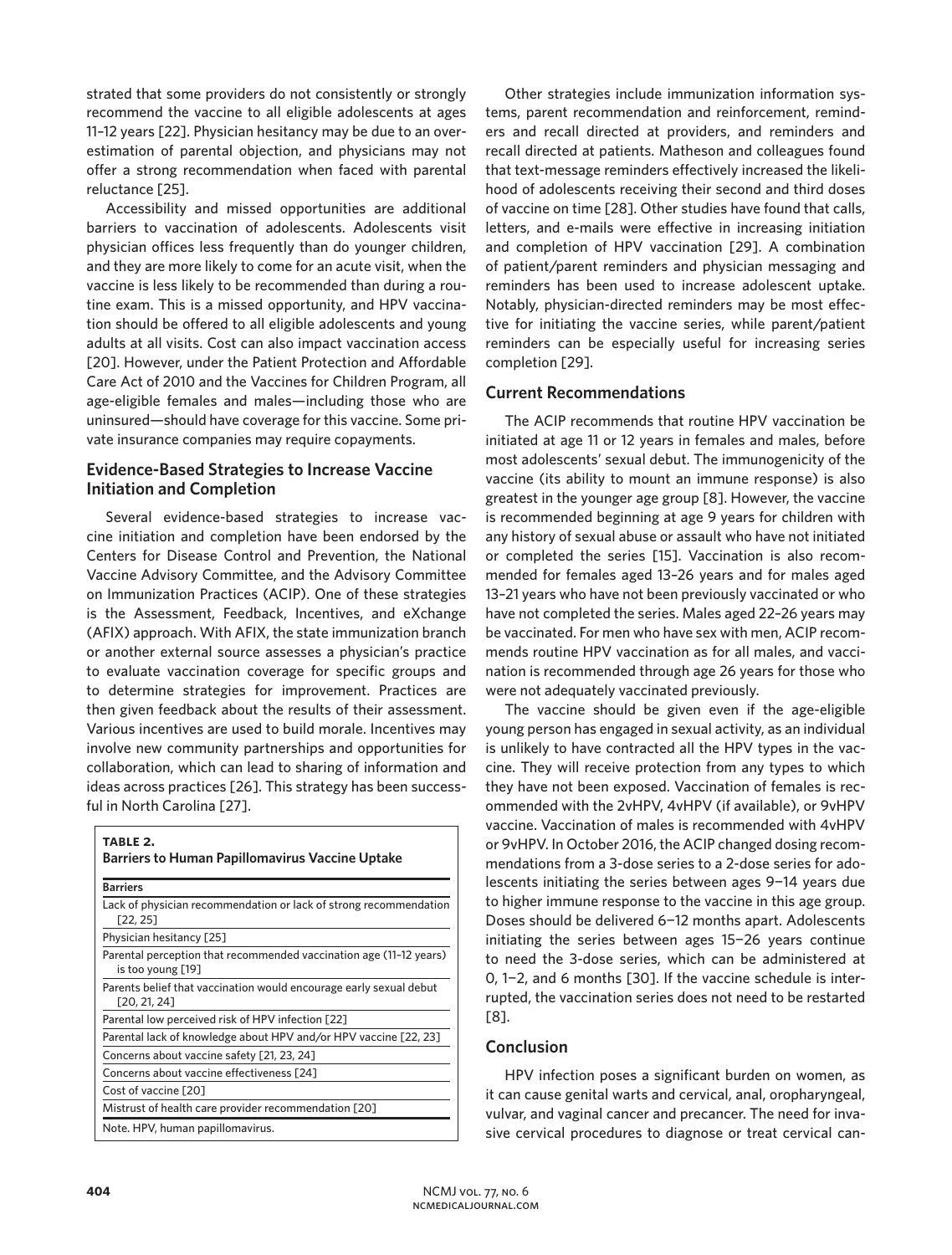strated that some providers do not consistently or strongly recommend the vaccine to all eligible adolescents at ages 11–12 years [22]. Physician hesitancy may be due to an overestimation of parental objection, and physicians may not offer a strong recommendation when faced with parental reluctance [25].

Accessibility and missed opportunities are additional barriers to vaccination of adolescents. Adolescents visit physician offices less frequently than do younger children, and they are more likely to come for an acute visit, when the vaccine is less likely to be recommended than during a routine exam. This is a missed opportunity, and HPV vaccination should be offered to all eligible adolescents and young adults at all visits. Cost can also impact vaccination access [20]. However, under the Patient Protection and Affordable Care Act of 2010 and the Vaccines for Children Program, all age-eligible females and males—including those who are uninsured—should have coverage for this vaccine. Some private insurance companies may require copayments.

## Evidence-Based Strategies to Increase Vaccine Initiation and Completion

Several evidence-based strategies to increase vaccine initiation and completion have been endorsed by the Centers for Disease Control and Prevention, the National Vaccine Advisory Committee, and the Advisory Committee on Immunization Practices (ACIP). One of these strategies is the Assessment, Feedback, Incentives, and eXchange (AFIX) approach. With AFIX, the state immunization branch or another external source assesses a physician's practice to evaluate vaccination coverage for specific groups and to determine strategies for improvement. Practices are then given feedback about the results of their assessment. Various incentives are used to build morale. Incentives may involve new community partnerships and opportunities for collaboration, which can lead to sharing of information and ideas across practices [26]. This strategy has been successful in North Carolina [27].

**TABLE 2.**
**Barriers to Human Papillomavirus Vaccine Uptake**

| Barriers |
|---|
| Lack of physician recommendation or lack of strong recommendation [22, 25] |
| Physician hesitancy [25] |
| Parental perception that recommended vaccination age (11–12 years) is too young [19] |
| Parents belief that vaccination would encourage early sexual debut [20, 21, 24] |
| Parental low perceived risk of HPV infection [22] |
| Parental lack of knowledge about HPV and/or HPV vaccine [22, 23] |
| Concerns about vaccine safety [21, 23, 24] |
| Concerns about vaccine effectiveness [24] |
| Cost of vaccine [20] |
| Mistrust of health care provider recommendation [20] |

Note. HPV, human papillomavirus.

Other strategies include immunization information systems, parent recommendation and reinforcement, reminders and recall directed at providers, and reminders and recall directed at patients. Matheson and colleagues found that text-message reminders effectively increased the likelihood of adolescents receiving their second and third doses of vaccine on time [28]. Other studies have found that calls, letters, and e-mails were effective in increasing initiation and completion of HPV vaccination [29]. A combination of patient/parent reminders and physician messaging and reminders has been used to increase adolescent uptake. Notably, physician-directed reminders may be most effective for initiating the vaccine series, while parent/patient reminders can be especially useful for increasing series completion [29].

## Current Recommendations

The ACIP recommends that routine HPV vaccination be initiated at age 11 or 12 years in females and males, before most adolescents' sexual debut. The immunogenicity of the vaccine (its ability to mount an immune response) is also greatest in the younger age group [8]. However, the vaccine is recommended beginning at age 9 years for children with any history of sexual abuse or assault who have not initiated or completed the series [15]. Vaccination is also recommended for females aged 13–26 years and for males aged 13–21 years who have not been previously vaccinated or who have not completed the series. Males aged 22–26 years may be vaccinated. For men who have sex with men, ACIP recommends routine HPV vaccination as for all males, and vaccination is recommended through age 26 years for those who were not adequately vaccinated previously.

The vaccine should be given even if the age-eligible young person has engaged in sexual activity, as an individual is unlikely to have contracted all the HPV types in the vaccine. They will receive protection from any types to which they have not been exposed. Vaccination of females is recommended with the 2vHPV, 4vHPV (if available), or 9vHPV vaccine. Vaccination of males is recommended with 4vHPV or 9vHPV. In October 2016, the ACIP changed dosing recommendations from a 3-dose series to a 2-dose series for adolescents initiating the series between ages 9–14 years due to higher immune response to the vaccine in this age group. Doses should be delivered 6–12 months apart. Adolescents initiating the series between ages 15–26 years continue to need the 3-dose series, which can be administered at 0, 1–2, and 6 months [30]. If the vaccine schedule is interrupted, the vaccination series does not need to be restarted [8].

## Conclusion

HPV infection poses a significant burden on women, as it can cause genital warts and cervical, anal, oropharyngeal, vulvar, and vaginal cancer and precancer. The need for invasive cervical procedures to diagnose or treat cervical can-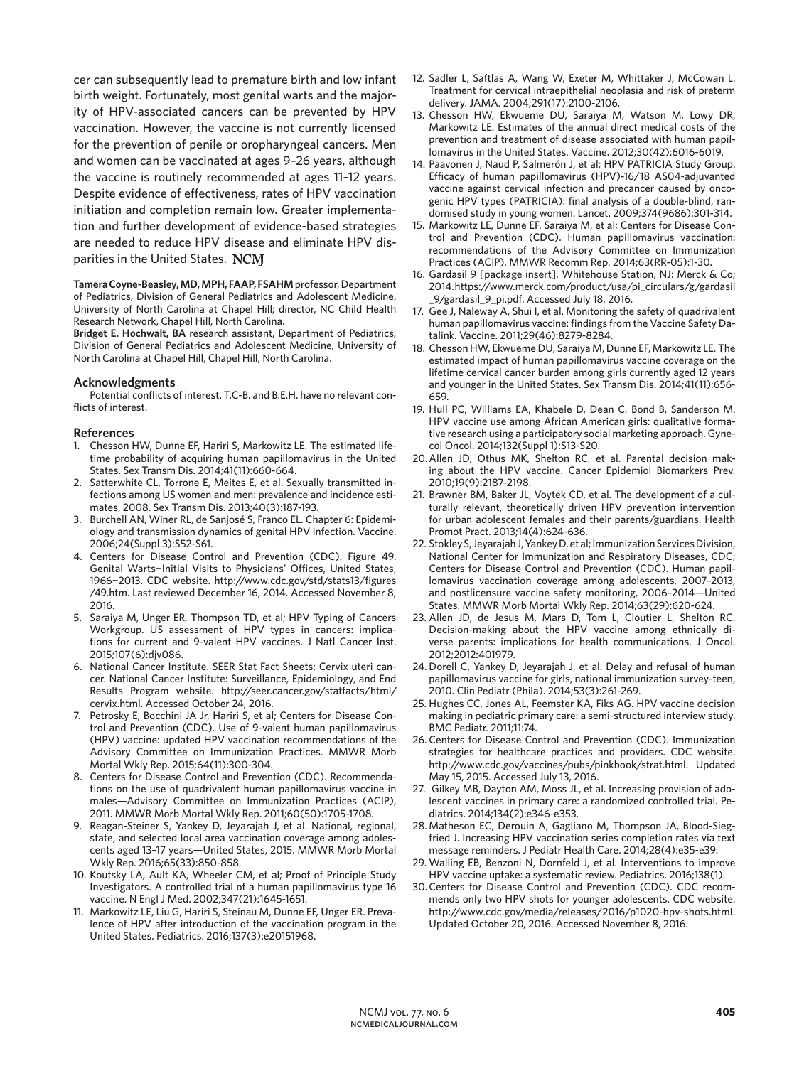cer can subsequently lead to premature birth and low infant birth weight. Fortunately, most genital warts and the majority of HPV-associated cancers can be prevented by HPV vaccination. However, the vaccine is not currently licensed for the prevention of penile or oropharyngeal cancers. Men and women can be vaccinated at ages 9–26 years, although the vaccine is routinely recommended at ages 11–12 years. Despite evidence of effectiveness, rates of HPV vaccination initiation and completion remain low. Greater implementation and further development of evidence-based strategies are needed to reduce HPV disease and eliminate HPV disparities in the United States. NCMJ

**Tamera Coyne-Beasley, MD, MPH, FAAP, FSAHM** professor, Department of Pediatrics, Division of General Pediatrics and Adolescent Medicine, University of North Carolina at Chapel Hill; director, NC Child Health Research Network, Chapel Hill, North Carolina.

**Bridget E. Hochwalt, BA** research assistant, Department of Pediatrics, Division of General Pediatrics and Adolescent Medicine, University of North Carolina at Chapel Hill, Chapel Hill, North Carolina.

## Acknowledgments

Potential conflicts of interest. T.C-B. and B.E.H. have no relevant conflicts of interest.

## References

1. Chesson HW, Dunne EF, Hariri S, Markowitz LE. The estimated lifetime probability of acquiring human papillomavirus in the United States. Sex Transm Dis. 2014;41(11):660-664.
2. Satterwhite CL, Torrone E, Meites E, et al. Sexually transmitted infections among US women and men: prevalence and incidence estimates, 2008. Sex Transm Dis. 2013;40(3):187-193.
3. Burchell AN, Winer RL, de Sanjosé S, Franco EL. Chapter 6: Epidemiology and transmission dynamics of genital HPV infection. Vaccine. 2006;24(Suppl 3):S52-S61.
4. Centers for Disease Control and Prevention (CDC). Figure 49. Genital Warts—Initial Visits to Physicians' Offices, United States, 1966—2013. CDC website. http://www.cdc.gov/std/stats13/figures/49.htm. Last reviewed December 16, 2014. Accessed November 8, 2016.
5. Saraiya M, Unger ER, Thompson TD, et al; HPV Typing of Cancers Workgroup. US assessment of HPV types in cancers: implications for current and 9-valent HPV vaccines. J Natl Cancer Inst. 2015;107(6):djv086.
6. National Cancer Institute. SEER Stat Fact Sheets: Cervix uteri cancer. National Cancer Institute: Surveillance, Epidemiology, and End Results Program website. http://seer.cancer.gov/statfacts/html/cervix.html. Accessed October 24, 2016.
7. Petrosky E, Bocchini JA Jr, Hariri S, et al; Centers for Disease Control and Prevention (CDC). Use of 9-valent human papillomavirus (HPV) vaccine: updated HPV vaccination recommendations of the Advisory Committee on Immunization Practices. MMWR Morb Mortal Wkly Rep. 2015;64(11):300-304.
8. Centers for Disease Control and Prevention (CDC). Recommendations on the use of quadrivalent human papillomavirus vaccine in males—Advisory Committee on Immunization Practices (ACIP), 2011. MMWR Morb Mortal Wkly Rep. 2011;60(50):1705-1708.
9. Reagan-Steiner S, Yankey D, Jeyarajah J, et al. National, regional, state, and selected local area vaccination coverage among adolescents aged 13–17 years—United States, 2015. MMWR Morb Mortal Wkly Rep. 2016;65(33):850-858.
10. Koutsky LA, Ault KA, Wheeler CM, et al; Proof of Principle Study Investigators. A controlled trial of a human papillomavirus type 16 vaccine. N Engl J Med. 2002;347(21):1645-1651.
11. Markowitz LE, Liu G, Hariri S, Steinau M, Dunne EF, Unger ER. Prevalence of HPV after introduction of the vaccination program in the United States. Pediatrics. 2016;137(3):e20151968.
12. Sadler L, Saftlas A, Wang W, Exeter M, Whittaker J, McCowan L. Treatment for cervical intraepithelial neoplasia and risk of preterm delivery. JAMA. 2004;291(17):2100-2106.
13. Chesson HW, Ekwueme DU, Saraiya M, Watson M, Lowy DR, Markowitz LE. Estimates of the annual direct medical costs of the prevention and treatment of disease associated with human papillomavirus in the United States. Vaccine. 2012;30(42):6016-6019.
14. Paavonen J, Naud P, Salmerón J, et al; HPV PATRICIA Study Group. Efficacy of human papillomavirus (HPV)-16/18 AS04-adjuvanted vaccine against cervical infection and precancer caused by oncogenic HPV types (PATRICIA): final analysis of a double-blind, randomised study in young women. Lancet. 2009;374(9686):301-314.
15. Markowitz LE, Dunne EF, Saraiya M, et al; Centers for Disease Control and Prevention (CDC). Human papillomavirus vaccination: recommendations of the Advisory Committee on Immunization Practices (ACIP). MMWR Recomm Rep. 2014;63(RR-05):1-30.
16. Gardasil 9 [package insert]. Whitehouse Station, NJ: Merck & Co; 2014.https://www.merck.com/product/usa/pi_circulars/g/gardasil_9/gardasil_9_pi.pdf. Accessed July 18, 2016.
17. Gee J, Naleway A, Shui I, et al. Monitoring the safety of quadrivalent human papillomavirus vaccine: findings from the Vaccine Safety Datalink. Vaccine. 2011;29(46):8279-8284.
18. Chesson HW, Ekwueme DU, Saraiya M, Dunne EF, Markowitz LE. The estimated impact of human papillomavirus vaccine coverage on the lifetime cervical cancer burden among girls currently aged 12 years and younger in the United States. Sex Transm Dis. 2014;41(11):656-659.
19. Hull PC, Williams EA, Khabele D, Dean C, Bond B, Sanderson M. HPV vaccine use among African American girls: qualitative formative research using a participatory social marketing approach. Gynecol Oncol. 2014;132(Suppl 1):S13-S20.
20. Allen JD, Othus MK, Shelton RC, et al. Parental decision making about the HPV vaccine. Cancer Epidemiol Biomarkers Prev. 2010;19(9):2187-2198.
21. Brawner BM, Baker JL, Voytek CD, et al. The development of a culturally relevant, theoretically driven HPV prevention intervention for urban adolescent females and their parents/guardians. Health Promot Pract. 2013;14(4):624-636.
22. Stokley S, Jeyarajah J, Yankey D, et al; Immunization Services Division, National Center for Immunization and Respiratory Diseases, CDC; Centers for Disease Control and Prevention (CDC). Human papillomavirus vaccination coverage among adolescents, 2007–2013, and postlicensure vaccine safety monitoring, 2006–2014—United States. MMWR Morb Mortal Wkly Rep. 2014;63(29):620-624.
23. Allen JD, de Jesus M, Mars D, Tom L, Cloutier L, Shelton RC. Decision-making about the HPV vaccine among ethnically diverse parents: implications for health communications. J Oncol. 2012;2012:401979.
24. Dorell C, Yankey D, Jeyarajah J, et al. Delay and refusal of human papillomavirus vaccine for girls, national immunization survey-teen, 2010. Clin Pediatr (Phila). 2014;53(3):261-269.
25. Hughes CC, Jones AL, Feemster KA, Fiks AG. HPV vaccine decision making in pediatric primary care: a semi-structured interview study. BMC Pediatr. 2011;11:74.
26. Centers for Disease Control and Prevention (CDC). Immunization strategies for healthcare practices and providers. CDC website. http://www.cdc.gov/vaccines/pubs/pinkbook/strat.html. Updated May 15, 2015. Accessed July 13, 2016.
27. Gilkey MB, Dayton AM, Moss JL, et al. Increasing provision of adolescent vaccines in primary care: a randomized controlled trial. Pediatrics. 2014;134(2):e346-e353.
28. Matheson EC, Derouin A, Gagliano M, Thompson JA, Blood-Siegfried J. Increasing HPV vaccination series completion rates via text message reminders. J Pediatr Health Care. 2014;28(4):e35-e39.
29. Walling EB, Benzoni N, Dornfeld J, et al. Interventions to improve HPV vaccine uptake: a systematic review. Pediatrics. 2016;138(1).
30. Centers for Disease Control and Prevention (CDC). CDC recommends only two HPV shots for younger adolescents. CDC website. http://www.cdc.gov/media/releases/2016/p1020-hpv-shots.html. Updated October 20, 2016. Accessed November 8, 2016.